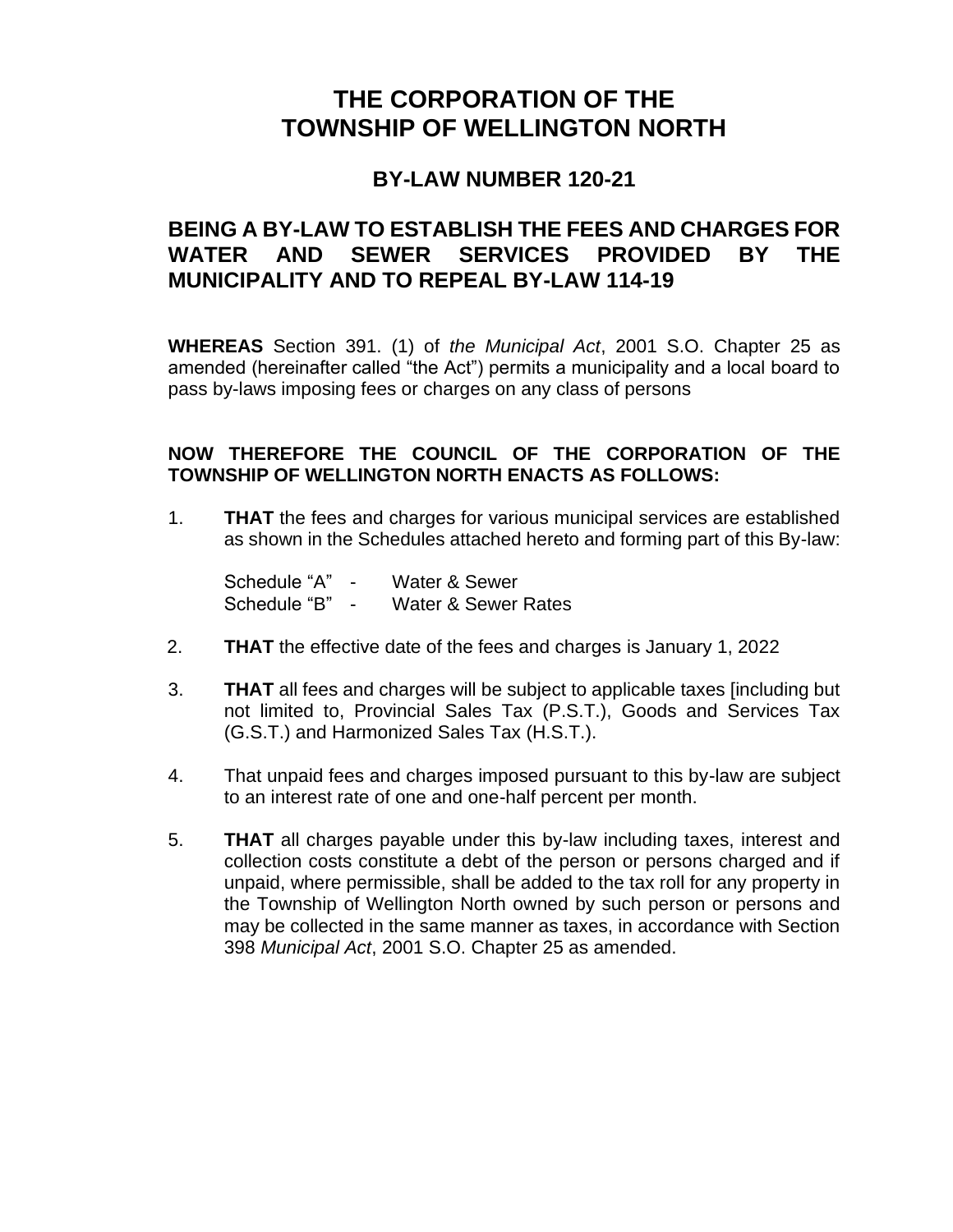# THE CORPORATION OF THE TOWNSHIP OF WELLINGTON NORTH

## BY-LAW NUMBER 120-21

## BEING A BY-LAW TO ESTABLISH THE FEES AND CHARGES FOR WATER AND SEWER SERVICES PROVIDED BY THE MUNICIPALITY AND TO REPEAL BY-LAW 114-19

**WHEREAS** Section 391. (1) of *the Municipal Act*, 2001 S.O. Chapter 25 as amended (hereinafter called "the Act") permits a municipality and a local board to pass by-laws imposing fees or charges on any class of persons

**NOW THEREFORE THE COUNCIL OF THE CORPORATION OF THE TOWNSHIP OF WELLINGTON NORTH ENACTS AS FOLLOWS:**

1. **THAT** the fees and charges for various municipal services are established as shown in the Schedules attached hereto and forming part of this By-law:

   Schedule "A" - Water & Sewer
   Schedule "B" - Water & Sewer Rates

2. **THAT** the effective date of the fees and charges is January 1, 2022

3. **THAT** all fees and charges will be subject to applicable taxes [including but not limited to, Provincial Sales Tax (P.S.T.), Goods and Services Tax (G.S.T.) and Harmonized Sales Tax (H.S.T.).

4. That unpaid fees and charges imposed pursuant to this by-law are subject to an interest rate of one and one-half percent per month.

5. **THAT** all charges payable under this by-law including taxes, interest and collection costs constitute a debt of the person or persons charged and if unpaid, where permissible, shall be added to the tax roll for any property in the Township of Wellington North owned by such person or persons and may be collected in the same manner as taxes, in accordance with Section 398 *Municipal Act*, 2001 S.O. Chapter 25 as amended.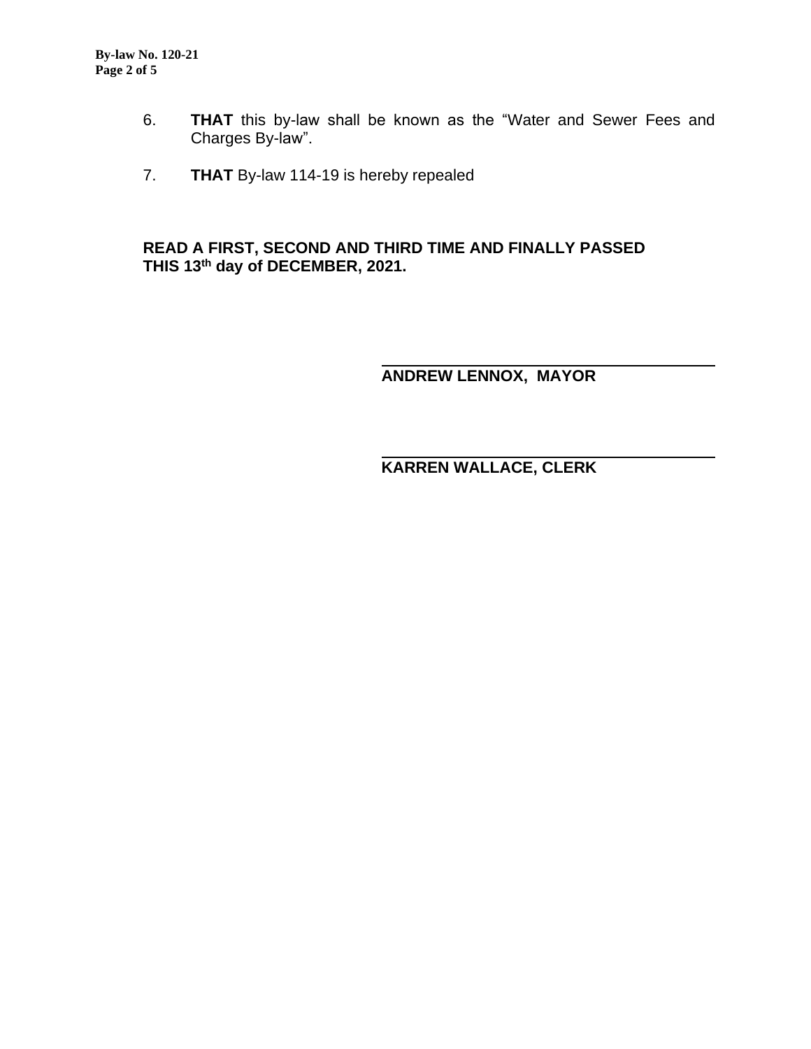6. **THAT** this by-law shall be known as the “Water and Sewer Fees and Charges By-law”.

7. **THAT** By-law 114-19 is hereby repealed

**READ A FIRST, SECOND AND THIRD TIME AND FINALLY PASSED THIS 13th day of DECEMBER, 2021.**

**ANDREW LENNOX, MAYOR**

**KARREN WALLACE, CLERK**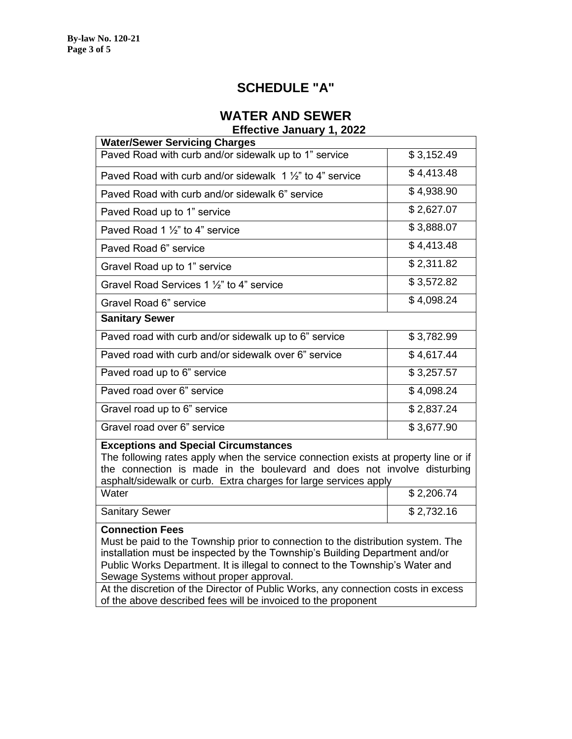# SCHEDULE "A"

## WATER AND SEWER

### Effective January 1, 2022

| **Water/Sewer Servicing Charges** | |
|---|---|
| Paved Road with curb and/or sidewalk up to 1" service | $ 3,152.49 |
| Paved Road with curb and/or sidewalk 1 ½" to 4" service | $ 4,413.48 |
| Paved Road with curb and/or sidewalk 6" service | $ 4,938.90 |
| Paved Road up to 1" service | $ 2,627.07 |
| Paved Road 1 ½" to 4" service | $ 3,888.07 |
| Paved Road 6" service | $ 4,413.48 |
| Gravel Road up to 1" service | $ 2,311.82 |
| Gravel Road Services 1 ½" to 4" service | $ 3,572.82 |
| Gravel Road 6" service | $ 4,098.24 |
| **Sanitary Sewer** | |
| Paved road with curb and/or sidewalk up to 6" service | $ 3,782.99 |
| Paved road with curb and/or sidewalk over 6" service | $ 4,617.44 |
| Paved road up to 6" service | $ 3,257.57 |
| Paved road over 6" service | $ 4,098.24 |
| Gravel road up to 6" service | $ 2,837.24 |
| Gravel road over 6" service | $ 3,677.90 |
| **Exceptions and Special Circumstances** The following rates apply when the service connection exists at property line or if the connection is made in the boulevard and does not involve disturbing asphalt/sidewalk or curb. Extra charges for large services apply | |
| Water | $ 2,206.74 |
| Sanitary Sewer | $ 2,732.16 |
| **Connection Fees** Must be paid to the Township prior to connection to the distribution system. The installation must be inspected by the Township's Building Department and/or Public Works Department. It is illegal to connect to the Township's Water and Sewage Systems without proper approval. | |
| At the discretion of the Director of Public Works, any connection costs in excess of the above described fees will be invoiced to the proponent | |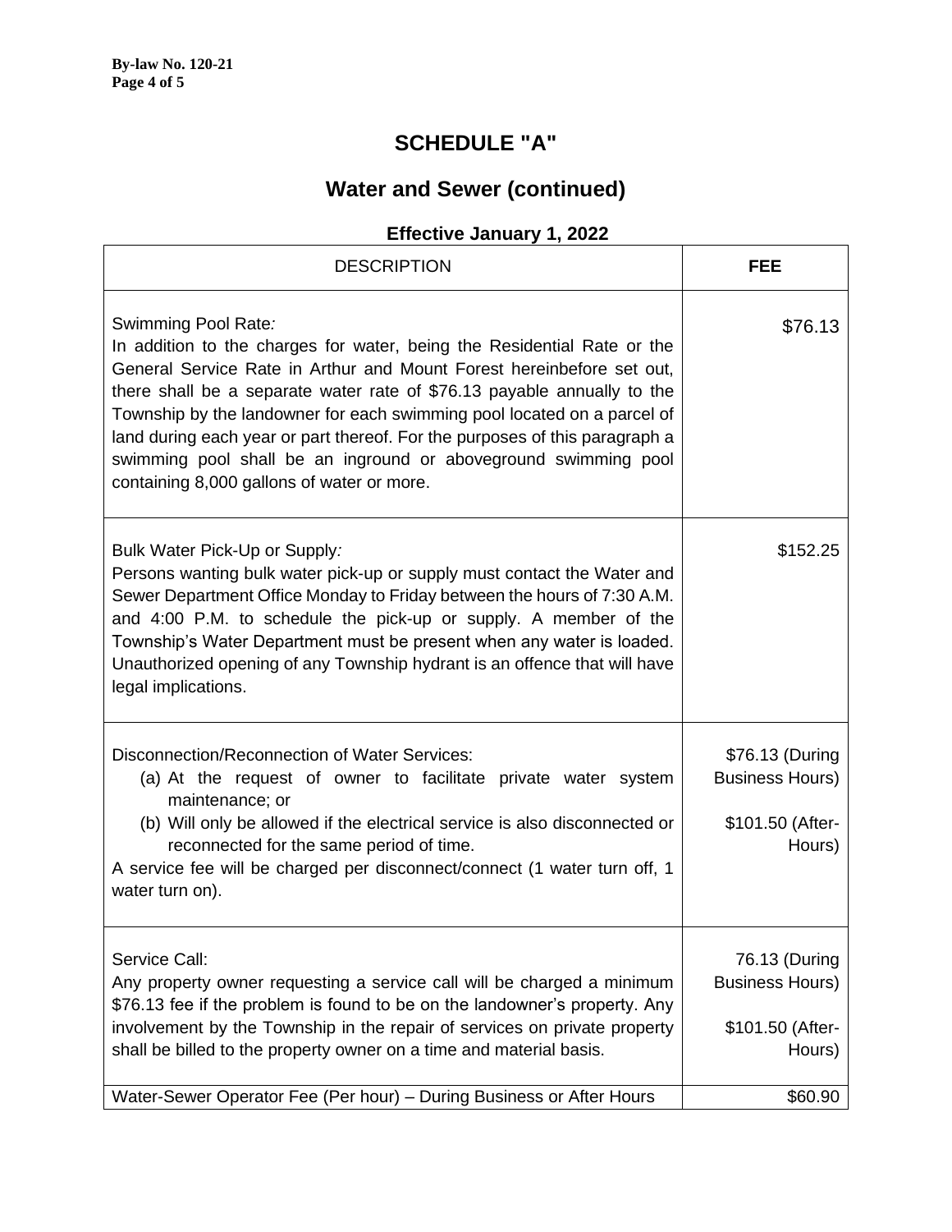# SCHEDULE "A"

## Water and Sewer (continued)

### Effective January 1, 2022

| DESCRIPTION | FEE |
|---|---|
| Swimming Pool Rate*:*<br>In addition to the charges for water, being the Residential Rate or the General Service Rate in Arthur and Mount Forest hereinbefore set out, there shall be a separate water rate of $76.13 payable annually to the Township by the landowner for each swimming pool located on a parcel of land during each year or part thereof. For the purposes of this paragraph a swimming pool shall be an inground or aboveground swimming pool containing 8,000 gallons of water or more. | $76.13 |
| Bulk Water Pick-Up or Supply*:*<br>Persons wanting bulk water pick-up or supply must contact the Water and Sewer Department Office Monday to Friday between the hours of 7:30 A.M. and 4:00 P.M. to schedule the pick-up or supply. A member of the Township's Water Department must be present when any water is loaded. Unauthorized opening of any Township hydrant is an offence that will have legal implications. | $152.25 |
| Disconnection/Reconnection of Water Services:<br>(a) At the request of owner to facilitate private water system maintenance; or<br>(b) Will only be allowed if the electrical service is also disconnected or reconnected for the same period of time.<br>A service fee will be charged per disconnect/connect (1 water turn off, 1 water turn on). | $76.13 (During Business Hours)<br><br>$101.50 (After-Hours) |
| Service Call:<br>Any property owner requesting a service call will be charged a minimum $76.13 fee if the problem is found to be on the landowner's property. Any involvement by the Township in the repair of services on private property shall be billed to the property owner on a time and material basis. | 76.13 (During Business Hours)<br><br>$101.50 (After-Hours) |
| Water-Sewer Operator Fee (Per hour) – During Business or After Hours | $60.90 |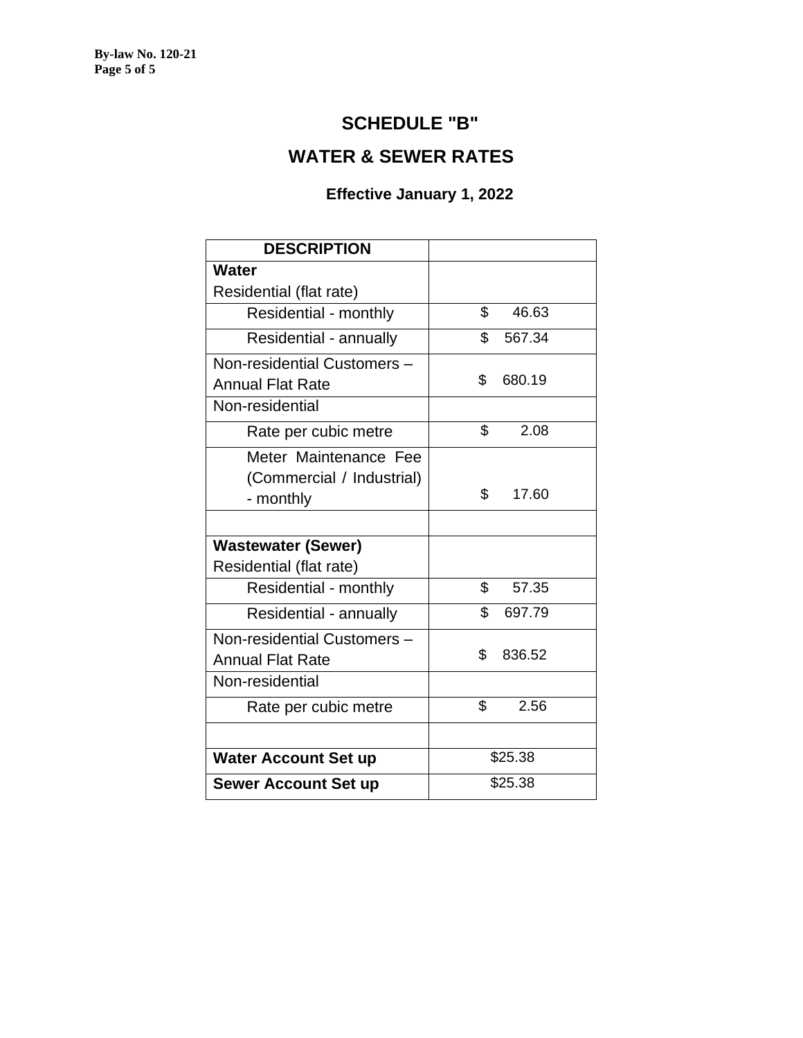# SCHEDULE "B"

# WATER & SEWER RATES

### Effective January 1, 2022

| DESCRIPTION | |
|---|---|
| **Water**<br>Residential (flat rate) | |
| Residential - monthly | $ 46.63 |
| Residential - annually | $ 567.34 |
| Non-residential Customers – Annual Flat Rate | $ 680.19 |
| Non-residential | |
| Rate per cubic metre | $ 2.08 |
| Meter Maintenance Fee (Commercial / Industrial) - monthly | $ 17.60 |
| | |
| **Wastewater (Sewer)**<br>Residential (flat rate) | |
| Residential - monthly | $ 57.35 |
| Residential - annually | $ 697.79 |
| Non-residential Customers – Annual Flat Rate | $ 836.52 |
| Non-residential | |
| Rate per cubic metre | $ 2.56 |
| | |
| **Water Account Set up** | $25.38 |
| **Sewer Account Set up** | $25.38 |